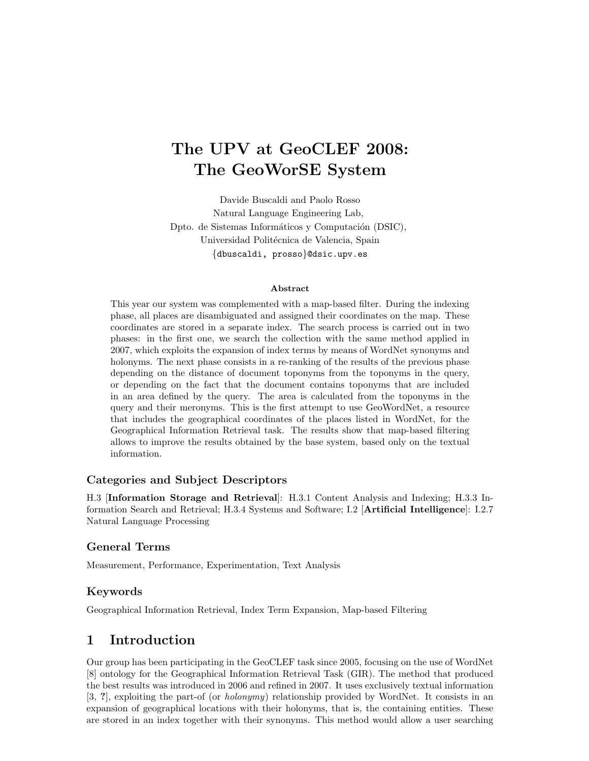# The UPV at GeoCLEF 2008: The GeoWorSE System

Davide Buscaldi and Paolo Rosso
Natural Language Engineering Lab,
Dpto. de Sistemas Informáticos y Computación (DSIC),
Universidad Politécnica de Valencia, Spain
{dbuscaldi, prosso}@dsic.upv.es

### Abstract

This year our system was complemented with a map-based filter. During the indexing phase, all places are disambiguated and assigned their coordinates on the map. These coordinates are stored in a separate index. The search process is carried out in two phases: in the first one, we search the collection with the same method applied in 2007, which exploits the expansion of index terms by means of WordNet synonyms and holonyms. The next phase consists in a re-ranking of the results of the previous phase depending on the distance of document toponyms from the toponyms in the query, or depending on the fact that the document contains toponyms that are included in an area defined by the query. The area is calculated from the toponyms in the query and their meronyms. This is the first attempt to use GeoWordNet, a resource that includes the geographical coordinates of the places listed in WordNet, for the Geographical Information Retrieval task. The results show that map-based filtering allows to improve the results obtained by the base system, based only on the textual information.

## Categories and Subject Descriptors

H.3 [**Information Storage and Retrieval**]: H.3.1 Content Analysis and Indexing; H.3.3 Information Search and Retrieval; H.3.4 Systems and Software; I.2 [**Artificial Intelligence**]: I.2.7 Natural Language Processing

## General Terms

Measurement, Performance, Experimentation, Text Analysis

## Keywords

Geographical Information Retrieval, Index Term Expansion, Map-based Filtering

# 1 Introduction

Our group has been participating in the GeoCLEF task since 2005, focusing on the use of WordNet [8] ontology for the Geographical Information Retrieval Task (GIR). The method that produced the best results was introduced in 2006 and refined in 2007. It uses exclusively textual information [3, ?], exploiting the part-of (or *holonymy*) relationship provided by WordNet. It consists in an expansion of geographical locations with their holonyms, that is, the containing entities. These are stored in an index together with their synonyms. This method would allow a user searching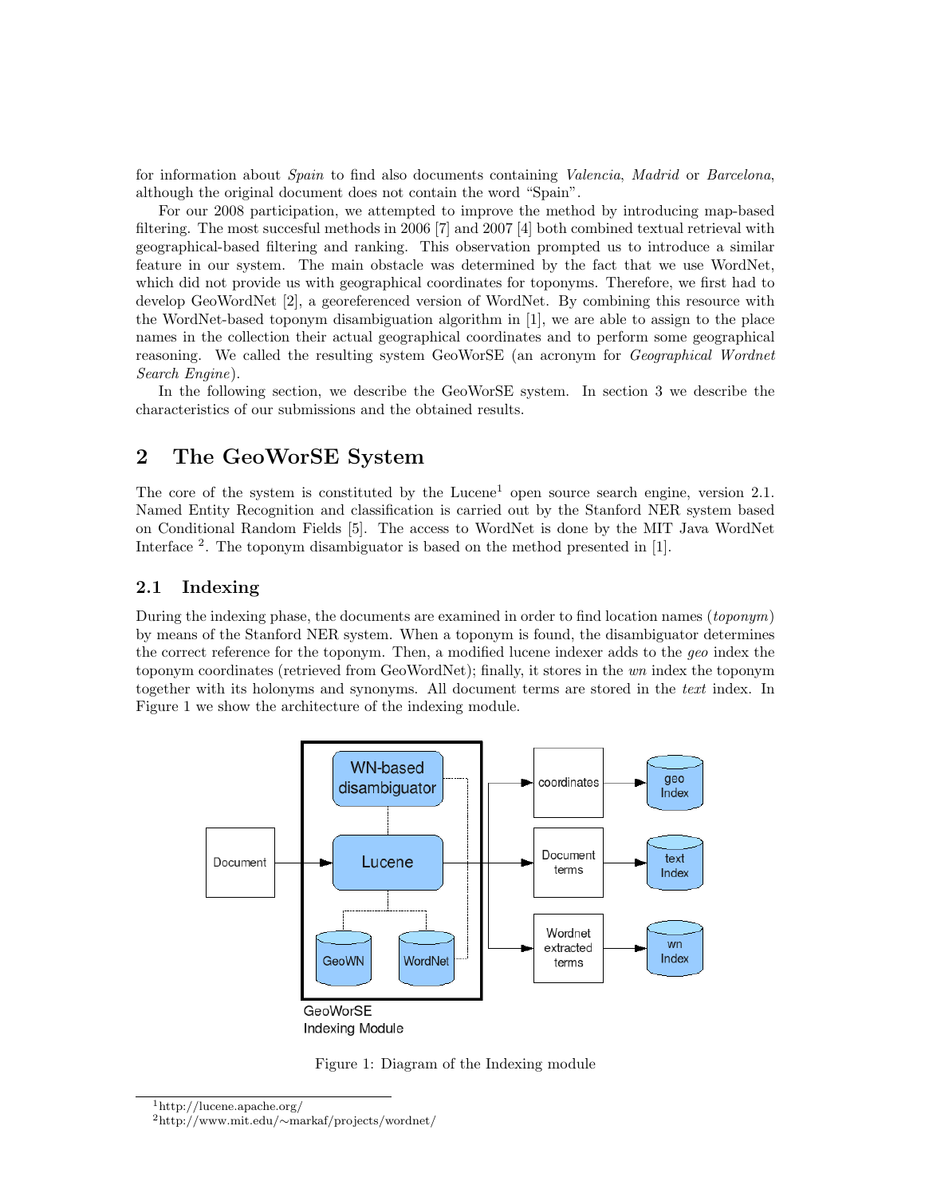for information about *Spain* to find also documents containing *Valencia*, *Madrid* or *Barcelona*, although the original document does not contain the word "Spain".

For our 2008 participation, we attempted to improve the method by introducing map-based filtering. The most succesful methods in 2006 [7] and 2007 [4] both combined textual retrieval with geographical-based filtering and ranking. This observation prompted us to introduce a similar feature in our system. The main obstacle was determined by the fact that we use WordNet, which did not provide us with geographical coordinates for toponyms. Therefore, we first had to develop GeoWordNet [2], a georeferenced version of WordNet. By combining this resource with the WordNet-based toponym disambiguation algorithm in [1], we are able to assign to the place names in the collection their actual geographical coordinates and to perform some geographical reasoning. We called the resulting system GeoWorSE (an acronym for *Geographical Wordnet Search Engine*).

In the following section, we describe the GeoWorSE system. In section 3 we describe the characteristics of our submissions and the obtained results.

## 2 The GeoWorSE System

The core of the system is constituted by the Lucene[1] open source search engine, version 2.1. Named Entity Recognition and classification is carried out by the Stanford NER system based on Conditional Random Fields [5]. The access to WordNet is done by the MIT Java WordNet Interface [2]. The toponym disambiguator is based on the method presented in [1].

### 2.1 Indexing

During the indexing phase, the documents are examined in order to find location names (*toponym*) by means of the Stanford NER system. When a toponym is found, the disambiguator determines the correct reference for the toponym. Then, a modified lucene indexer adds to the *geo* index the toponym coordinates (retrieved from GeoWordNet); finally, it stores in the *wn* index the toponym together with its holonyms and synonyms. All document terms are stored in the *text* index. In Figure 1 we show the architecture of the indexing module.

Figure 1: Diagram of the Indexing module

[1] http://lucene.apache.org/

[2] http://www.mit.edu/~markaf/projects/wordnet/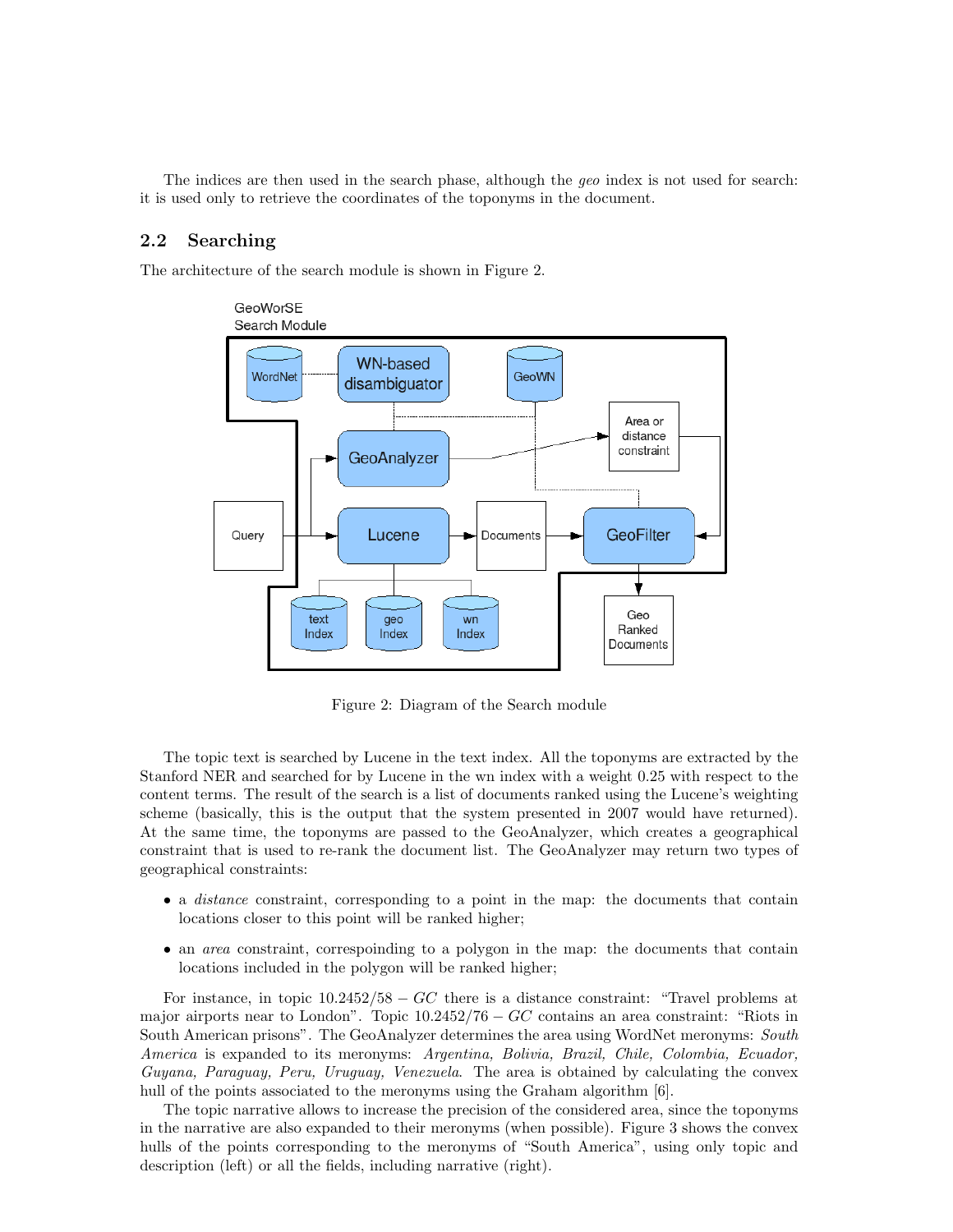The indices are then used in the search phase, although the *geo* index is not used for search: it is used only to retrieve the coordinates of the toponyms in the document.

## 2.2 Searching

The architecture of the search module is shown in Figure 2.

Figure 2: Diagram of the Search module

The topic text is searched by Lucene in the text index. All the toponyms are extracted by the Stanford NER and searched for by Lucene in the wn index with a weight 0.25 with respect to the content terms. The result of the search is a list of documents ranked using the Lucene's weighting scheme (basically, this is the output that the system presented in 2007 would have returned). At the same time, the toponyms are passed to the GeoAnalyzer, which creates a geographical constraint that is used to re-rank the document list. The GeoAnalyzer may return two types of geographical constraints:

- a *distance* constraint, corresponding to a point in the map: the documents that contain locations closer to this point will be ranked higher;
- an *area* constraint, correspoinding to a polygon in the map: the documents that contain locations included in the polygon will be ranked higher;

For instance, in topic $10.2452/58 - GC$ there is a distance constraint: "Travel problems at major airports near to London". Topic $10.2452/76 - GC$ contains an area constraint: "Riots in South American prisons". The GeoAnalyzer determines the area using WordNet meronyms: *South America* is expanded to its meronyms: *Argentina, Bolivia, Brazil, Chile, Colombia, Ecuador, Guyana, Paraguay, Peru, Uruguay, Venezuela*. The area is obtained by calculating the convex hull of the points associated to the meronyms using the Graham algorithm [6].

The topic narrative allows to increase the precision of the considered area, since the toponyms in the narrative are also expanded to their meronyms (when possible). Figure 3 shows the convex hulls of the points corresponding to the meronyms of "South America", using only topic and description (left) or all the fields, including narrative (right).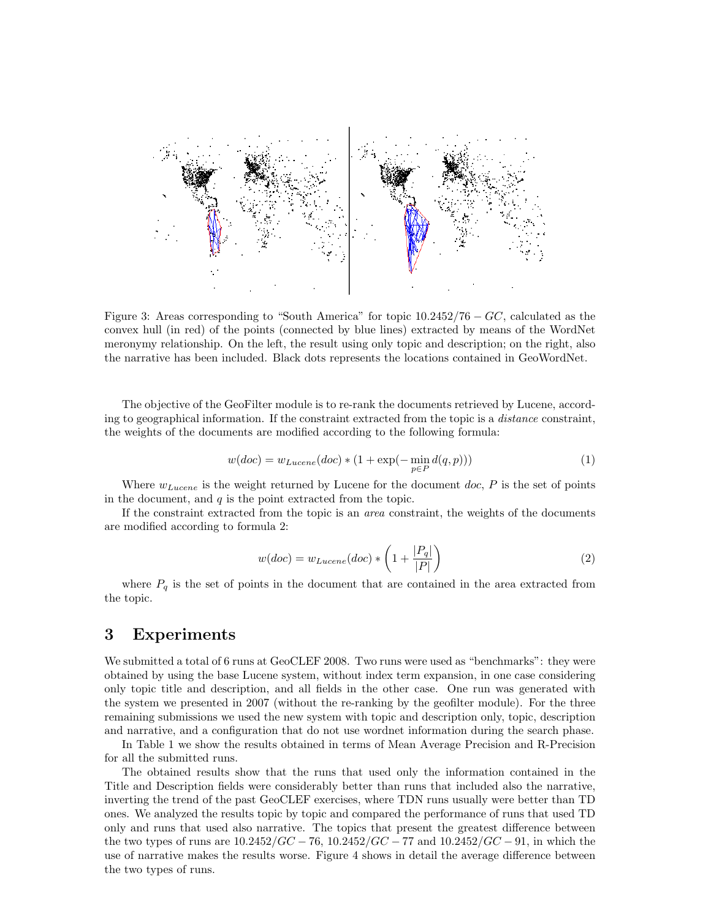Figure 3: Areas corresponding to "South America" for topic $10.2452/76 - GC$, calculated as the convex hull (in red) of the points (connected by blue lines) extracted by means of the WordNet meronymy relationship. On the left, the result using only topic and description; on the right, also the narrative has been included. Black dots represents the locations contained in GeoWordNet.

The objective of the GeoFilter module is to re-rank the documents retrieved by Lucene, according to geographical information. If the constraint extracted from the topic is a *distance* constraint, the weights of the documents are modified according to the following formula:

$$w(doc) = w_{Lucene}(doc) * (1 + \exp(-\min_{p \in P} d(q,p))) \tag{1}$$

Where $w_{Lucene}$ is the weight returned by Lucene for the document $doc$, $P$ is the set of points in the document, and $q$ is the point extracted from the topic.

If the constraint extracted from the topic is an *area* constraint, the weights of the documents are modified according to formula 2:

$$w(doc) = w_{Lucene}(doc) * \left(1 + \frac{|P_q|}{|P|}\right) \tag{2}$$

where $P_q$ is the set of points in the document that are contained in the area extracted from the topic.

# 3 Experiments

We submitted a total of 6 runs at GeoCLEF 2008. Two runs were used as "benchmarks": they were obtained by using the base Lucene system, without index term expansion, in one case considering only topic title and description, and all fields in the other case. One run was generated with the system we presented in 2007 (without the re-ranking by the geofilter module). For the three remaining submissions we used the new system with topic and description only, topic, description and narrative, and a configuration that do not use wordnet information during the search phase.

In Table 1 we show the results obtained in terms of Mean Average Precision and R-Precision for all the submitted runs.

The obtained results show that the runs that used only the information contained in the Title and Description fields were considerably better than runs that included also the narrative, inverting the trend of the past GeoCLEF exercises, where TDN runs usually were better than TD ones. We analyzed the results topic by topic and compared the performance of runs that used TD only and runs that used also narrative. The topics that present the greatest difference between the two types of runs are $10.2452/GC - 76$, $10.2452/GC - 77$ and $10.2452/GC - 91$, in which the use of narrative makes the results worse. Figure 4 shows in detail the average difference between the two types of runs.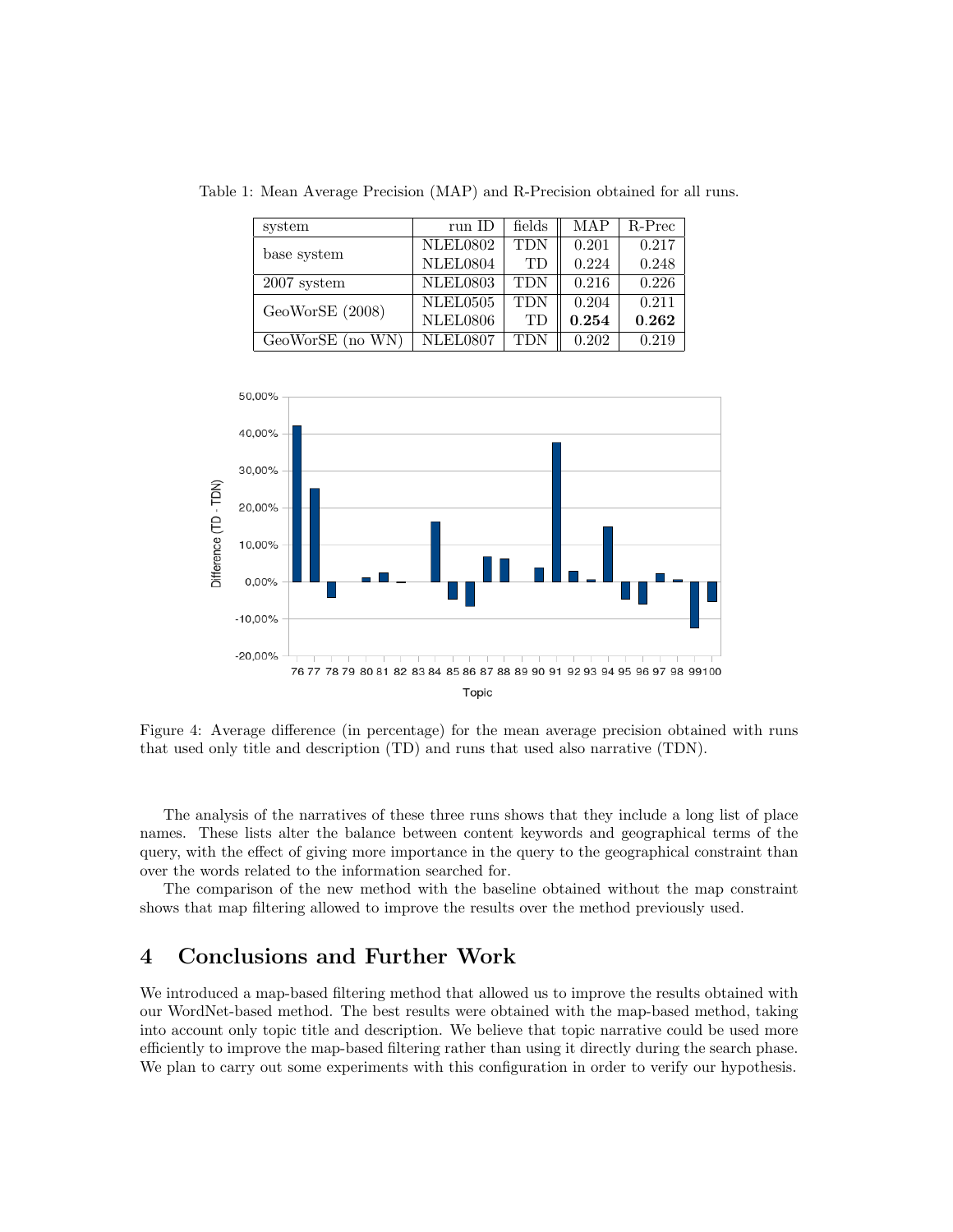Table 1: Mean Average Precision (MAP) and R-Precision obtained for all runs.

| system | run ID | fields | MAP | R-Prec |
|---|---|---|---|---|
| base system | NLEL0802 | TDN | 0.201 | 0.217 |
| | NLEL0804 | TD | 0.224 | 0.248 |
| 2007 system | NLEL0803 | TDN | 0.216 | 0.226 |
| GeoWorSE (2008) | NLEL0505 | TDN | 0.204 | 0.211 |
| | NLEL0806 | TD | **0.254** | **0.262** |
| GeoWorSE (no WN) | NLEL0807 | TDN | 0.202 | 0.219 |

Figure 4: Average difference (in percentage) for the mean average precision obtained with runs that used only title and description (TD) and runs that used also narrative (TDN).

The analysis of the narratives of these three runs shows that they include a long list of place names. These lists alter the balance between content keywords and geographical terms of the query, with the effect of giving more importance in the query to the geographical constraint than over the words related to the information searched for.

The comparison of the new method with the baseline obtained without the map constraint shows that map filtering allowed to improve the results over the method previously used.

# 4 Conclusions and Further Work

We introduced a map-based filtering method that allowed us to improve the results obtained with our WordNet-based method. The best results were obtained with the map-based method, taking into account only topic title and description. We believe that topic narrative could be used more efficiently to improve the map-based filtering rather than using it directly during the search phase. We plan to carry out some experiments with this configuration in order to verify our hypothesis.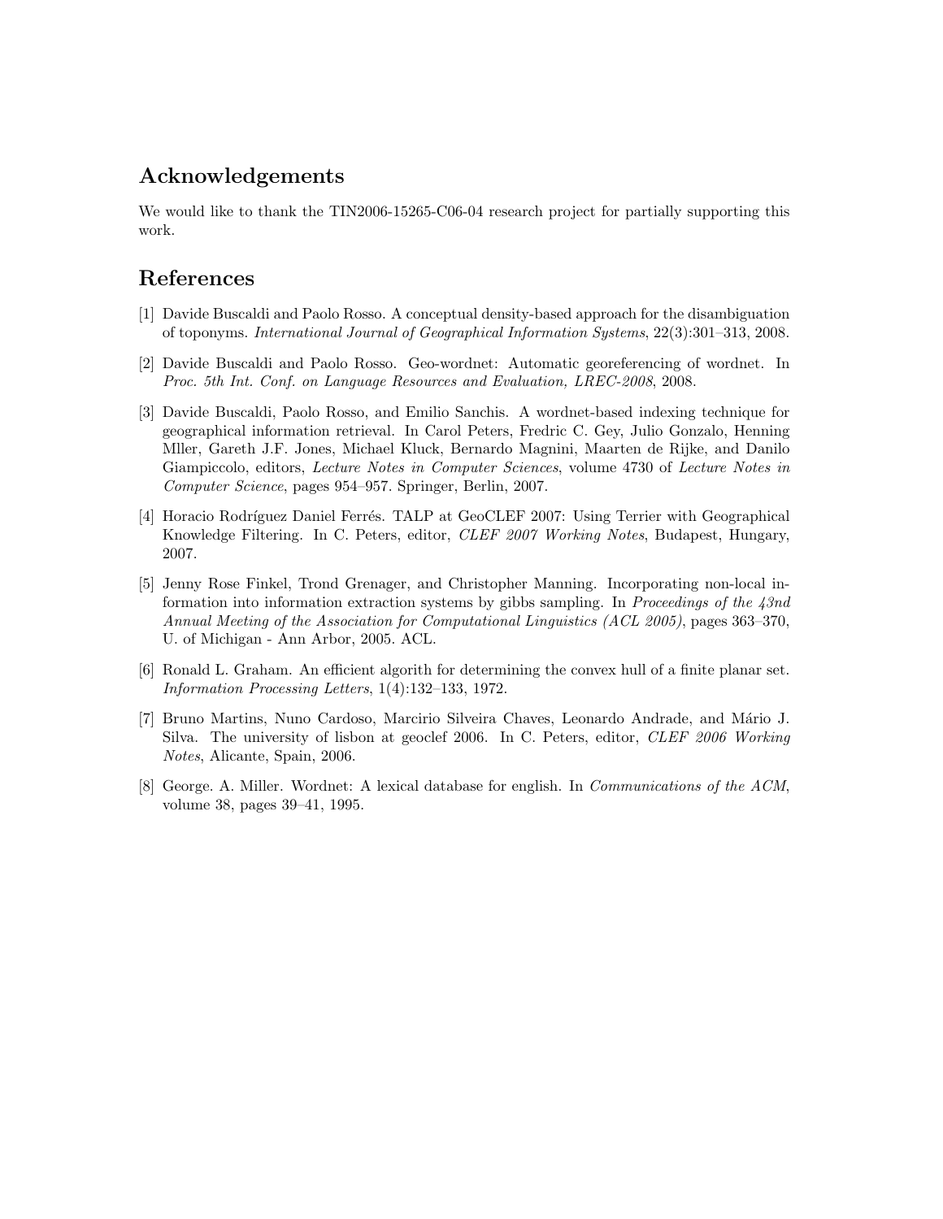## Acknowledgements

We would like to thank the TIN2006-15265-C06-04 research project for partially supporting this work.

## References

[1] Davide Buscaldi and Paolo Rosso. A conceptual density-based approach for the disambiguation of toponyms. *International Journal of Geographical Information Systems*, 22(3):301–313, 2008.

[2] Davide Buscaldi and Paolo Rosso. Geo-wordnet: Automatic georeferencing of wordnet. In *Proc. 5th Int. Conf. on Language Resources and Evaluation, LREC-2008*, 2008.

[3] Davide Buscaldi, Paolo Rosso, and Emilio Sanchis. A wordnet-based indexing technique for geographical information retrieval. In Carol Peters, Fredric C. Gey, Julio Gonzalo, Henning Mller, Gareth J.F. Jones, Michael Kluck, Bernardo Magnini, Maarten de Rijke, and Danilo Giampiccolo, editors, *Lecture Notes in Computer Sciences*, volume 4730 of *Lecture Notes in Computer Science*, pages 954–957. Springer, Berlin, 2007.

[4] Horacio Rodríguez Daniel Ferrés. TALP at GeoCLEF 2007: Using Terrier with Geographical Knowledge Filtering. In C. Peters, editor, *CLEF 2007 Working Notes*, Budapest, Hungary, 2007.

[5] Jenny Rose Finkel, Trond Grenager, and Christopher Manning. Incorporating non-local information into information extraction systems by gibbs sampling. In *Proceedings of the 43nd Annual Meeting of the Association for Computational Linguistics (ACL 2005)*, pages 363–370, U. of Michigan - Ann Arbor, 2005. ACL.

[6] Ronald L. Graham. An efficient algorith for determining the convex hull of a finite planar set. *Information Processing Letters*, 1(4):132–133, 1972.

[7] Bruno Martins, Nuno Cardoso, Marcirio Silveira Chaves, Leonardo Andrade, and Mário J. Silva. The university of lisbon at geoclef 2006. In C. Peters, editor, *CLEF 2006 Working Notes*, Alicante, Spain, 2006.

[8] George. A. Miller. Wordnet: A lexical database for english. In *Communications of the ACM*, volume 38, pages 39–41, 1995.